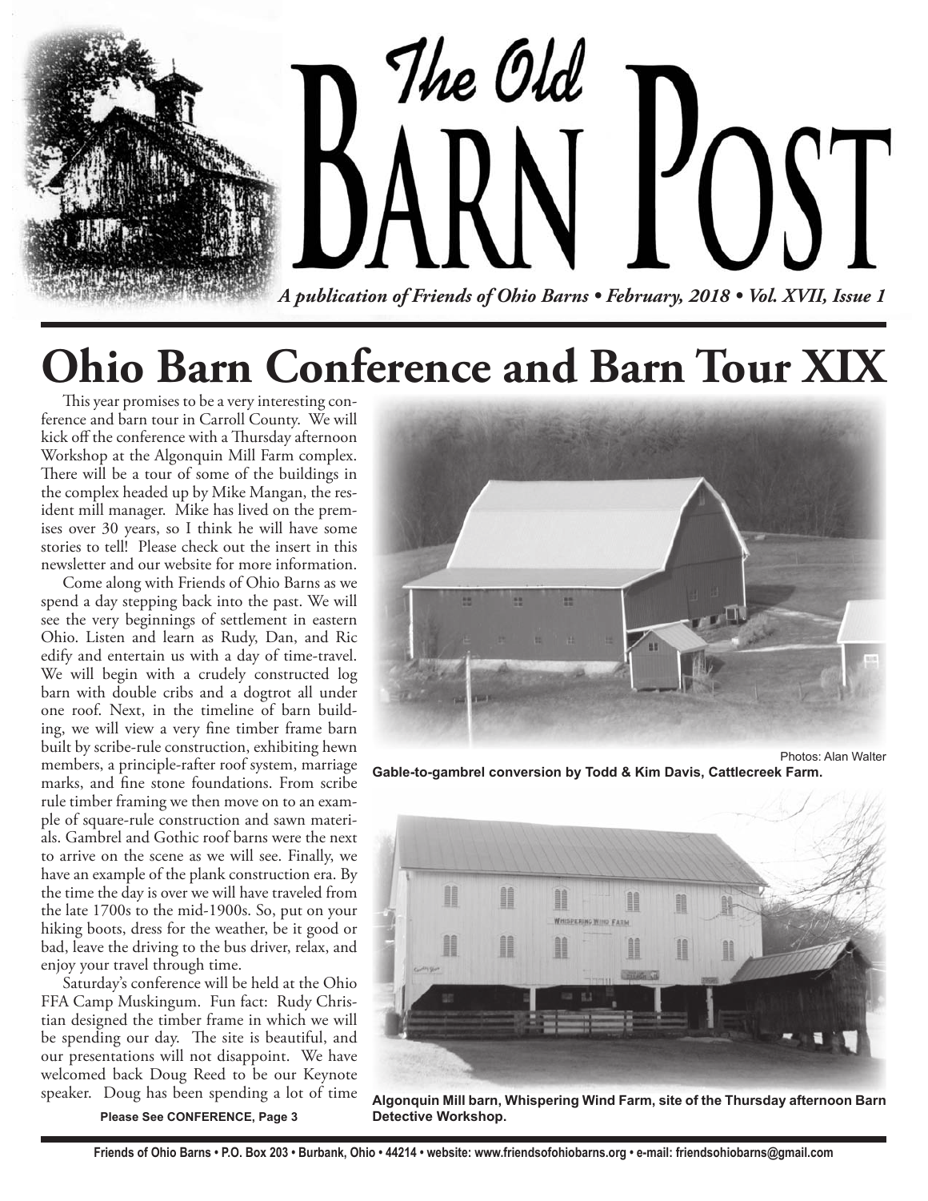# The Old Barn Post

*A publication of Friends of Ohio Barns • February, 2018 • Vol. XVII, Issue 1*

## Ohio Barn Conference and Barn Tour XIX

This year promises to be a very interesting conference and barn tour in Carroll County. We will kick off the conference with a Thursday afternoon Workshop at the Algonquin Mill Farm complex. There will be a tour of some of the buildings in the complex headed up by Mike Mangan, the resident mill manager. Mike has lived on the premises over 30 years, so I think he will have some stories to tell! Please check out the insert in this newsletter and our website for more information.

Come along with Friends of Ohio Barns as we spend a day stepping back into the past. We will see the very beginnings of settlement in eastern Ohio. Listen and learn as Rudy, Dan, and Ric edify and entertain us with a day of time-travel. We will begin with a crudely constructed log barn with double cribs and a dogtrot all under one roof. Next, in the timeline of barn building, we will view a very fine timber frame barn built by scribe-rule construction, exhibiting hewn members, a principle-rafter roof system, marriage marks, and fine stone foundations. From scribe rule timber framing we then move on to an example of square-rule construction and sawn materials. Gambrel and Gothic roof barns were the next to arrive on the scene as we will see. Finally, we have an example of the plank construction era. By the time the day is over we will have traveled from the late 1700s to the mid-1900s. So, put on your hiking boots, dress for the weather, be it good or bad, leave the driving to the bus driver, relax, and enjoy your travel through time.

Saturday's conference will be held at the Ohio FFA Camp Muskingum. Fun fact: Rudy Christian designed the timber frame in which we will be spending our day. The site is beautiful, and our presentations will not disappoint. We have welcomed back Doug Reed to be our Keynote speaker. Doug has been spending a lot of time

**Please See CONFERENCE, Page 3**

Photos: Alan Walter

**Gable-to-gambrel conversion by Todd & Kim Davis, Cattlecreek Farm.**

**Algonquin Mill barn, Whispering Wind Farm, site of the Thursday afternoon Barn Detective Workshop.**

**Friends of Ohio Barns • P.O. Box 203 • Burbank, Ohio • 44214 • website: www.friendsofohiobarns.org • e-mail: friendsohiobarns@gmail.com**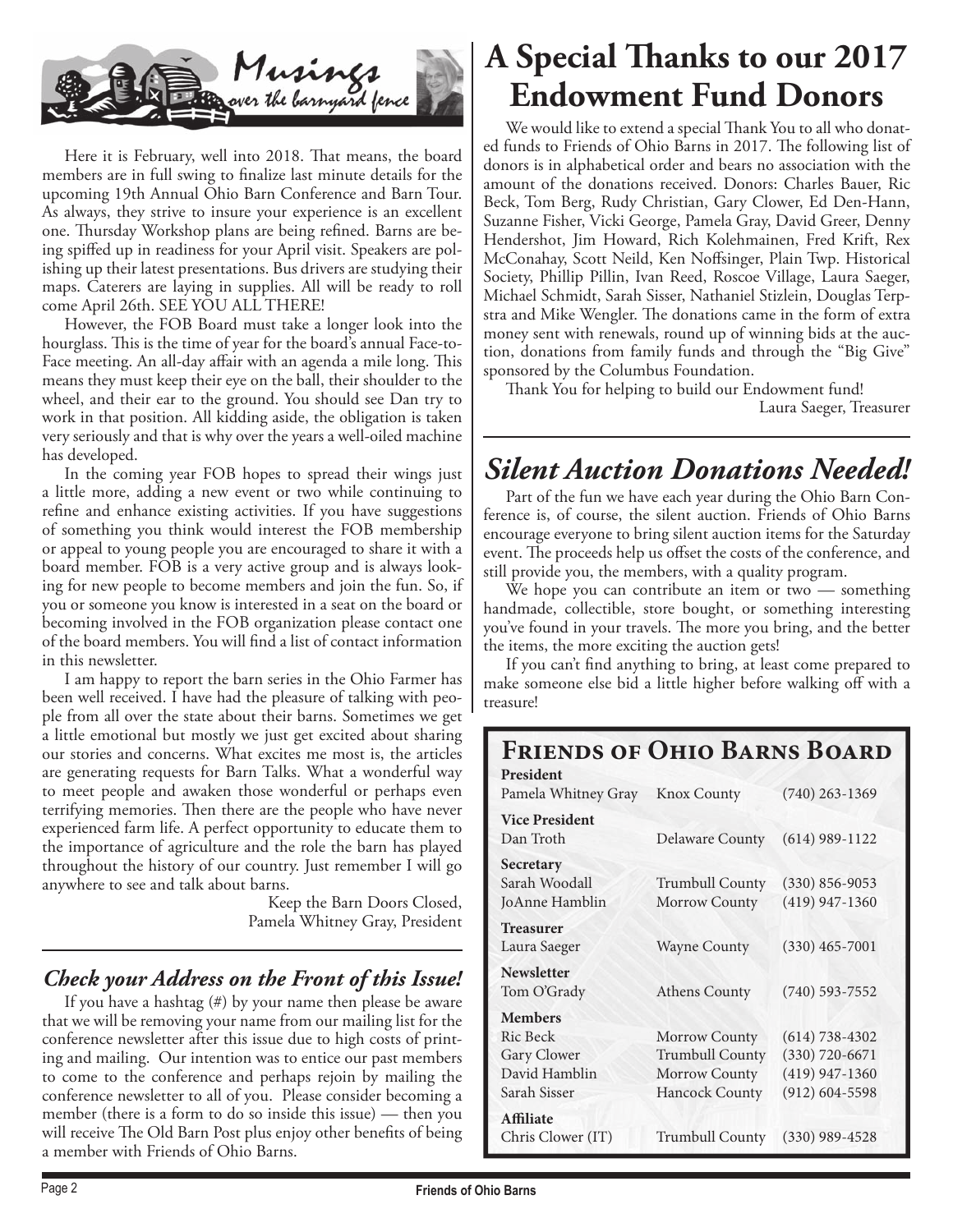## Musings over the barnyard fence

Here it is February, well into 2018. That means, the board members are in full swing to finalize last minute details for the upcoming 19th Annual Ohio Barn Conference and Barn Tour. As always, they strive to insure your experience is an excellent one. Thursday Workshop plans are being refined. Barns are being spiffed up in readiness for your April visit. Speakers are polishing up their latest presentations. Bus drivers are studying their maps. Caterers are laying in supplies. All will be ready to roll come April 26th. SEE YOU ALL THERE!

However, the FOB Board must take a longer look into the hourglass. This is the time of year for the board's annual Face-to-Face meeting. An all-day affair with an agenda a mile long. This means they must keep their eye on the ball, their shoulder to the wheel, and their ear to the ground. You should see Dan try to work in that position. All kidding aside, the obligation is taken very seriously and that is why over the years a well-oiled machine has developed.

In the coming year FOB hopes to spread their wings just a little more, adding a new event or two while continuing to refine and enhance existing activities. If you have suggestions of something you think would interest the FOB membership or appeal to young people you are encouraged to share it with a board member. FOB is a very active group and is always looking for new people to become members and join the fun. So, if you or someone you know is interested in a seat on the board or becoming involved in the FOB organization please contact one of the board members. You will find a list of contact information in this newsletter.

I am happy to report the barn series in the Ohio Farmer has been well received. I have had the pleasure of talking with people from all over the state about their barns. Sometimes we get a little emotional but mostly we just get excited about sharing our stories and concerns. What excites me most is, the articles are generating requests for Barn Talks. What a wonderful way to meet people and awaken those wonderful or perhaps even terrifying memories. Then there are the people who have never experienced farm life. A perfect opportunity to educate them to the importance of agriculture and the role the barn has played throughout the history of our country. Just remember I will go anywhere to see and talk about barns.

Keep the Barn Doors Closed,
Pamela Whitney Gray, President

### *Check your Address on the Front of this Issue!*

If you have a hashtag (#) by your name then please be aware that we will be removing your name from our mailing list for the conference newsletter after this issue due to high costs of printing and mailing. Our intention was to entice our past members to come to the conference and perhaps rejoin by mailing the conference newsletter to all of you. Please consider becoming a member (there is a form to do so inside this issue) — then you will receive The Old Barn Post plus enjoy other benefits of being a member with Friends of Ohio Barns.

## A Special Thanks to our 2017 Endowment Fund Donors

We would like to extend a special Thank You to all who donated funds to Friends of Ohio Barns in 2017. The following list of donors is in alphabetical order and bears no association with the amount of the donations received. Donors: Charles Bauer, Ric Beck, Tom Berg, Rudy Christian, Gary Clower, Ed Den-Hann, Suzanne Fisher, Vicki George, Pamela Gray, David Greer, Denny Hendershot, Jim Howard, Rich Kolehmainen, Fred Krift, Rex McConahay, Scott Neild, Ken Noffsinger, Plain Twp. Historical Society, Phillip Pillin, Ivan Reed, Roscoe Village, Laura Saeger, Michael Schmidt, Sarah Sisser, Nathaniel Stizlein, Douglas Terpstra and Mike Wengler. The donations came in the form of extra money sent with renewals, round up of winning bids at the auction, donations from family funds and through the "Big Give" sponsored by the Columbus Foundation.

Thank You for helping to build our Endowment fund!

Laura Saeger, Treasurer

## *Silent Auction Donations Needed!*

Part of the fun we have each year during the Ohio Barn Conference is, of course, the silent auction. Friends of Ohio Barns encourage everyone to bring silent auction items for the Saturday event. The proceeds help us offset the costs of the conference, and still provide you, the members, with a quality program.

We hope you can contribute an item or two — something handmade, collectible, store bought, or something interesting you've found in your travels. The more you bring, and the better the items, the more exciting the auction gets!

If you can't find anything to bring, at least come prepared to make someone else bid a little higher before walking off with a treasure!

## Friends of Ohio Barns Board

| | | |
|---|---|---|
| **President** | | |
| Pamela Whitney Gray | Knox County | (740) 263-1369 |
| **Vice President** | | |
| Dan Troth | Delaware County | (614) 989-1122 |
| **Secretary** | | |
| Sarah Woodall | Trumbull County | (330) 856-9053 |
| JoAnne Hamblin | Morrow County | (419) 947-1360 |
| **Treasurer** | | |
| Laura Saeger | Wayne County | (330) 465-7001 |
| **Newsletter** | | |
| Tom O'Grady | Athens County | (740) 593-7552 |
| **Members** | | |
| Ric Beck | Morrow County | (614) 738-4302 |
| Gary Clower | Trumbull County | (330) 720-6671 |
| David Hamblin | Morrow County | (419) 947-1360 |
| Sarah Sisser | Hancock County | (912) 604-5598 |
| **Affiliate** | | |
| Chris Clower (IT) | Trumbull County | (330) 989-4528 |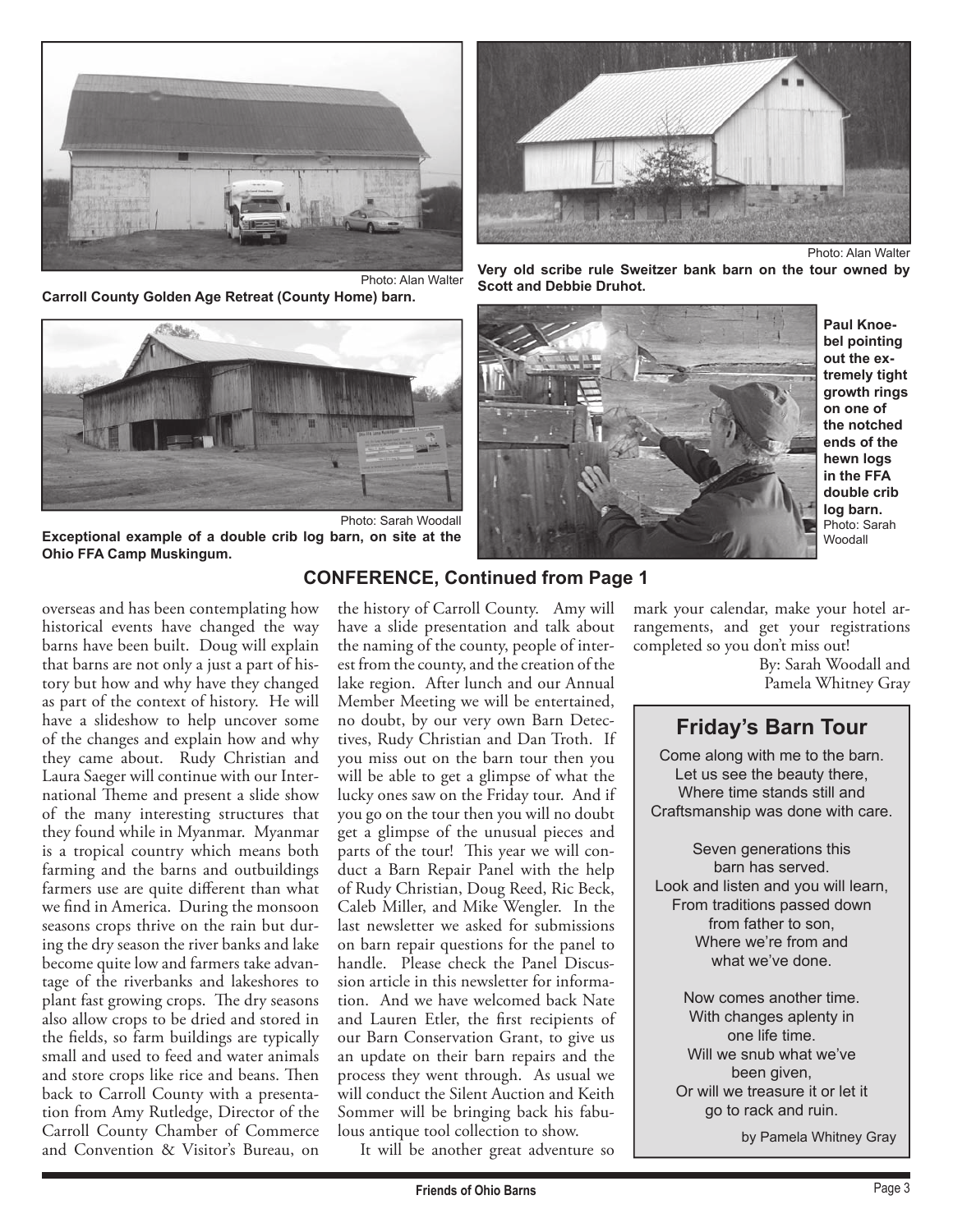Photo: Alan Walter

**Carroll County Golden Age Retreat (County Home) barn.**

Photo: Alan Walter

**Very old scribe rule Sweitzer bank barn on the tour owned by Scott and Debbie Druhot.**

Photo: Sarah Woodall

**Exceptional example of a double crib log barn, on site at the Ohio FFA Camp Muskingum.**

**Paul Knoebel pointing out the extremely tight growth rings on one of the notched ends of the hewn logs in the FFA double crib log barn.** Photo: Sarah Woodall

## CONFERENCE, Continued from Page 1

overseas and has been contemplating how historical events have changed the way barns have been built. Doug will explain that barns are not only a just a part of history but how and why have they changed as part of the context of history. He will have a slideshow to help uncover some of the changes and explain how and why they came about. Rudy Christian and Laura Saeger will continue with our International Theme and present a slide show of the many interesting structures that they found while in Myanmar. Myanmar is a tropical country which means both farming and the barns and outbuildings farmers use are quite different than what we find in America. During the monsoon seasons crops thrive on the rain but during the dry season the river banks and lake become quite low and farmers take advantage of the riverbanks and lakeshores to plant fast growing crops. The dry seasons also allow crops to be dried and stored in the fields, so farm buildings are typically small and used to feed and water animals and store crops like rice and beans. Then back to Carroll County with a presentation from Amy Rutledge, Director of the Carroll County Chamber of Commerce and Convention & Visitor's Bureau, on the history of Carroll County. Amy will have a slide presentation and talk about the naming of the county, people of interest from the county, and the creation of the lake region. After lunch and our Annual Member Meeting we will be entertained, no doubt, by our very own Barn Detectives, Rudy Christian and Dan Troth. If you miss out on the barn tour then you will be able to get a glimpse of what the lucky ones saw on the Friday tour. And if you go on the tour then you will no doubt get a glimpse of the unusual pieces and parts of the tour! This year we will conduct a Barn Repair Panel with the help of Rudy Christian, Doug Reed, Ric Beck, Caleb Miller, and Mike Wengler. In the last newsletter we asked for submissions on barn repair questions for the panel to handle. Please check the Panel Discussion article in this newsletter for information. And we have welcomed back Nate and Lauren Etler, the first recipients of our Barn Conservation Grant, to give us an update on their barn repairs and the process they went through. As usual we will conduct the Silent Auction and Keith Sommer will be bringing back his fabulous antique tool collection to show.

It will be another great adventure so mark your calendar, make your hotel arrangements, and get your registrations completed so you don't miss out!

By: Sarah Woodall and Pamela Whitney Gray

### Friday's Barn Tour

Come along with me to the barn.
Let us see the beauty there,
Where time stands still and
Craftsmanship was done with care.

Seven generations this
barn has served.
Look and listen and you will learn,
From traditions passed down
from father to son,
Where we're from and
what we've done.

Now comes another time.
With changes aplenty in
one life time.
Will we snub what we've
been given,
Or will we treasure it or let it
go to rack and ruin.

by Pamela Whitney Gray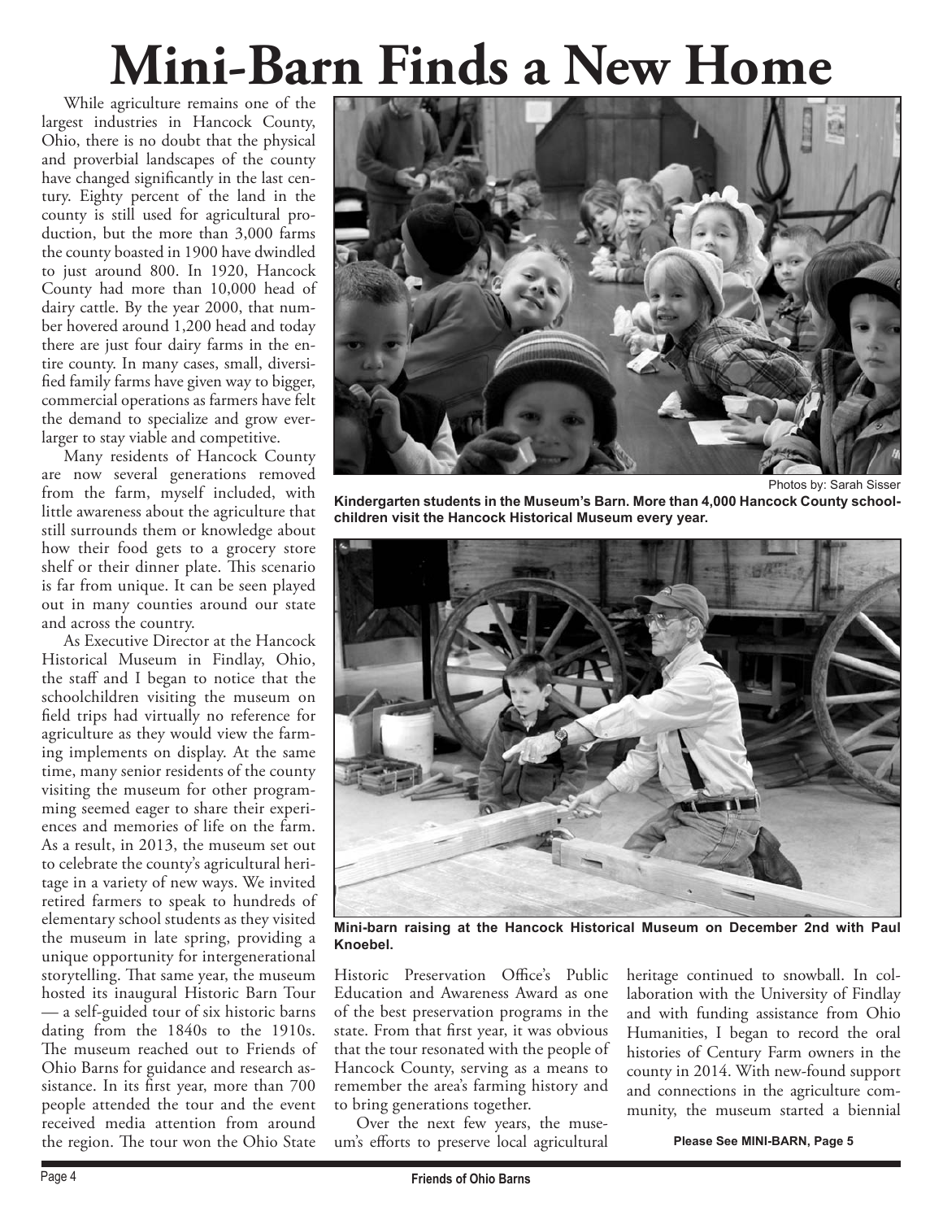# Mini-Barn Finds a New Home

While agriculture remains one of the largest industries in Hancock County, Ohio, there is no doubt that the physical and proverbial landscapes of the county have changed significantly in the last century. Eighty percent of the land in the county is still used for agricultural production, but the more than 3,000 farms the county boasted in 1900 have dwindled to just around 800. In 1920, Hancock County had more than 10,000 head of dairy cattle. By the year 2000, that number hovered around 1,200 head and today there are just four dairy farms in the entire county. In many cases, small, diversified family farms have given way to bigger, commercial operations as farmers have felt the demand to specialize and grow ever-larger to stay viable and competitive.

Many residents of Hancock County are now several generations removed from the farm, myself included, with little awareness about the agriculture that still surrounds them or knowledge about how their food gets to a grocery store shelf or their dinner plate. This scenario is far from unique. It can be seen played out in many counties around our state and across the country.

As Executive Director at the Hancock Historical Museum in Findlay, Ohio, the staff and I began to notice that the schoolchildren visiting the museum on field trips had virtually no reference for agriculture as they would view the farming implements on display. At the same time, many senior residents of the county visiting the museum for other programming seemed eager to share their experiences and memories of life on the farm. As a result, in 2013, the museum set out to celebrate the county's agricultural heritage in a variety of new ways. We invited retired farmers to speak to hundreds of elementary school students as they visited the museum in late spring, providing a unique opportunity for intergenerational storytelling. That same year, the museum hosted its inaugural Historic Barn Tour — a self-guided tour of six historic barns dating from the 1840s to the 1910s. The museum reached out to Friends of Ohio Barns for guidance and research assistance. In its first year, more than 700 people attended the tour and the event received media attention from around the region. The tour won the Ohio State Historic Preservation Office's Public Education and Awareness Award as one of the best preservation programs in the state. From that first year, it was obvious that the tour resonated with the people of Hancock County, serving as a means to remember the area's farming history and to bring generations together.

Photos by: Sarah Sisser

**Kindergarten students in the Museum's Barn. More than 4,000 Hancock County schoolchildren visit the Hancock Historical Museum every year.**

**Mini-barn raising at the Hancock Historical Museum on December 2nd with Paul Knoebel.**

Over the next few years, the museum's efforts to preserve local agricultural heritage continued to snowball. In collaboration with the University of Findlay and with funding assistance from Ohio Humanities, I began to record the oral histories of Century Farm owners in the county in 2014. With new-found support and connections in the agriculture community, the museum started a biennial

**Please See MINI-BARN, Page 5**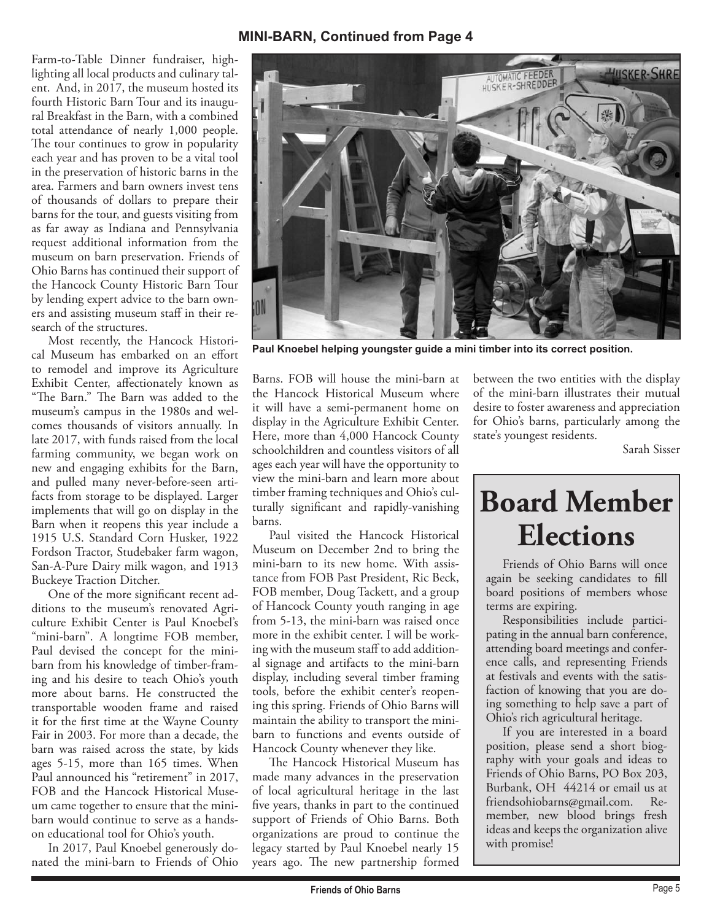**MINI-BARN, Continued from Page 4**

Farm-to-Table Dinner fundraiser, highlighting all local products and culinary talent. And, in 2017, the museum hosted its fourth Historic Barn Tour and its inaugural Breakfast in the Barn, with a combined total attendance of nearly 1,000 people. The tour continues to grow in popularity each year and has proven to be a vital tool in the preservation of historic barns in the area. Farmers and barn owners invest tens of thousands of dollars to prepare their barns for the tour, and guests visiting from as far away as Indiana and Pennsylvania request additional information from the museum on barn preservation. Friends of Ohio Barns has continued their support of the Hancock County Historic farm Barn Tour by lending expert advice to the barn owners and assisting museum staff in their research of the structures.

Most recently, the Hancock Historical Museum has embarked on an effort to remodel and improve its Agriculture Exhibit Center, affectionately known as "The Barn." The Barn was added to the museum's campus in the 1980s and welcomes thousands of visitors annually. In late 2017, with funds raised from the local farming community, we began work on new and engaging exhibits for the Barn, and pulled many never-before-seen artifacts from storage to be displayed. Larger implements that will go on display in the Barn when it reopens this year include a 1915 U.S. Standard Corn Husker, 1922 Fordson Tractor, Studebaker farm wagon, San-A-Pure Dairy milk wagon, and 1913 Buckeye Traction Ditcher.

One of the more significant recent additions to the museum's renovated Agriculture Exhibit Center is Paul Knoebel's "mini-barn". A longtime FOB member, Paul devised the concept for the mini-barn from his knowledge of timber-framing and his desire to teach Ohio's youth more about barns. He constructed the transportable wooden frame and raised it for the first time at the Wayne County Fair in 2003. For more than a decade, the barn was raised across the state, by kids ages 5-15, more than 165 times. When Paul announced his "retirement" in 2017, FOB and the Hancock Historical Museum came together to ensure that the mini-barn would continue to serve as a hands-on educational tool for Ohio's youth.

In 2017, Paul Knoebel generously donated the mini-barn to Friends of Ohio Barns. FOB will house the mini-barn at the Hancock Historical Museum where it will have a semi-permanent home on display in the Agriculture Exhibit Center. Here, more than 4,000 Hancock County schoolchildren and countless visitors of all ages each year will have the opportunity to view the mini-barn and learn more about timber framing techniques and Ohio's culturally significant and rapidly-vanishing barns.

**Paul Knoebel helping youngster guide a mini timber into its correct position.**

Paul visited the Hancock Historical Museum on December 2nd to bring the mini-barn to its new home. With assistance from FOB Past President, Ric Beck, FOB member, Doug Tackett, and a group of Hancock County youth ranging in age from 5-13, the mini-barn was raised once more in the exhibit center. I will be working with the museum staff to add additional signage and artifacts to the mini-barn display, including several timber framing tools, before the exhibit center's reopening this spring. Friends of Ohio Barns will maintain the ability to transport the mini-barn to functions and events outside of Hancock County whenever they like.

The Hancock Historical Museum has made many advances in the preservation of local agricultural heritage in the last five years, thanks in part to the continued support of Friends of Ohio Barns. Both organizations are proud to continue the legacy started by Paul Knoebel nearly 15 years ago. The new partnership formed between the two entities with the display of the mini-barn illustrates their mutual desire to foster awareness and appreciation for Ohio's barns, particularly among the state's youngest residents.

Sarah Sisser

# Board Member Elections

Friends of Ohio Barns will once again be seeking candidates to fill board positions of members whose terms are expiring.

Responsibilities include participating in the annual barn conference, attending board meetings and conference calls, and representing Friends at festivals and events with the satisfaction of knowing that you are doing something to help save a part of Ohio's rich agricultural heritage.

If you are interested in a board position, please send a short biography with your goals and ideas to Friends of Ohio Barns, PO Box 203, Burbank, OH 44214 or email us at friendsohiobarns@gmail.com. Remember, new blood brings fresh ideas and keeps the organization alive with promise!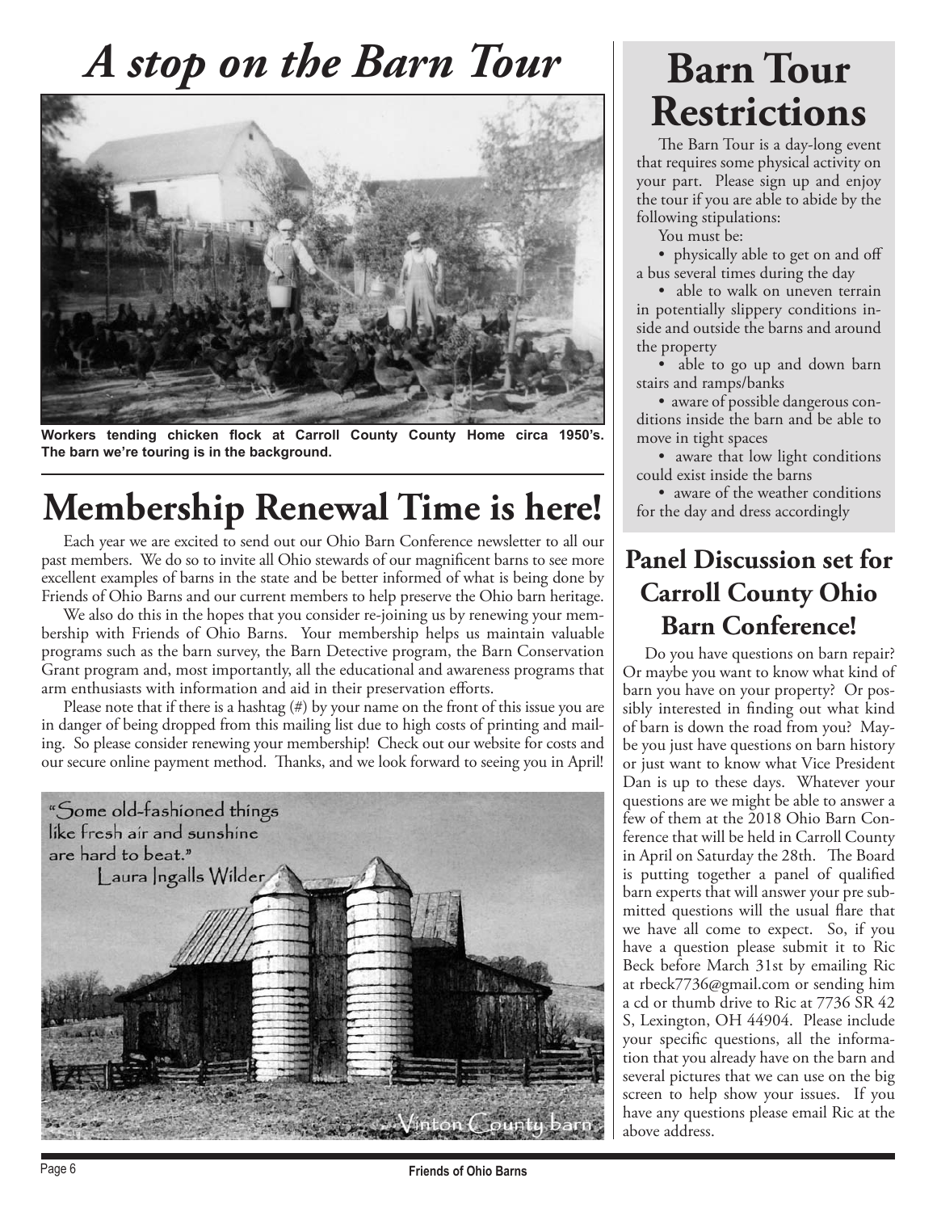# *A stop on the Barn Tour*

**Workers tending chicken flock at Carroll County County Home circa 1950's. The barn we're touring is in the background.**

# Membership Renewal Time is here!

Each year we are excited to send out our Ohio Barn Conference newsletter to all our past members. We do so to invite all Ohio stewards of our magnificent barns to see more excellent examples of barns in the state and be better informed of what is being done by Friends of Ohio Barns and our current members to help preserve the Ohio barn heritage.

We also do this in the hopes that you consider re-joining us by renewing your membership with Friends of Ohio Barns. Your membership helps us maintain valuable programs such as the barn survey, the Barn Detective program, the Barn Conservation Grant program and, most importantly, all the educational and awareness programs that arm enthusiasts with information and aid in their preservation efforts.

Please note that if there is a hashtag (#) by your name on the front of this issue you are in danger of being dropped from this mailing list due to high costs of printing and mailing. So please consider renewing your membership! Check out our website for costs and our secure online payment method. Thanks, and we look forward to seeing you in April!

"Some old-fashioned things like fresh air and sunshine are hard to beat."
Laura Ingalls Wilder

Vinton County barn

# Barn Tour Restrictions

The Barn Tour is a day-long event that requires some physical activity on your part. Please sign up and enjoy the tour if you are able to abide by the following stipulations:

You must be:

- physically able to get on and off a bus several times during the day
- able to walk on uneven terrain in potentially slippery conditions inside and outside the barns and around the property
- able to go up and down barn stairs and ramps/banks
- aware of possible dangerous conditions inside the barn and be able to move in tight spaces
- aware that low light conditions could exist inside the barns
- aware of the weather conditions for the day and dress accordingly

## Panel Discussion set for Carroll County Ohio Barn Conference!

Do you have questions on barn repair? Or maybe you want to know what kind of barn you have on your property? Or possibly interested in finding out what kind of barn is down the road from you? Maybe you just have questions on barn history or just want to know what Vice President Dan is up to these days. Whatever your questions are we might be able to answer a few of them at the 2018 Ohio Barn Conference that will be held in Carroll County in April on Saturday the 28th. The Board is putting together a panel of qualified barn experts that will answer your pre submitted questions will the usual flare that we have all come to expect. So, if you have a question please submit it to Ric Beck before March 31st by emailing Ric at rbeck7736@gmail.com or sending him a cd or thumb drive to Ric at 7736 SR 42 S, Lexington, OH 44904. Please include your specific questions, all the information that you already have on the barn and several pictures that we can use on the big screen to help show your issues. If you have any questions please email Ric at the above address.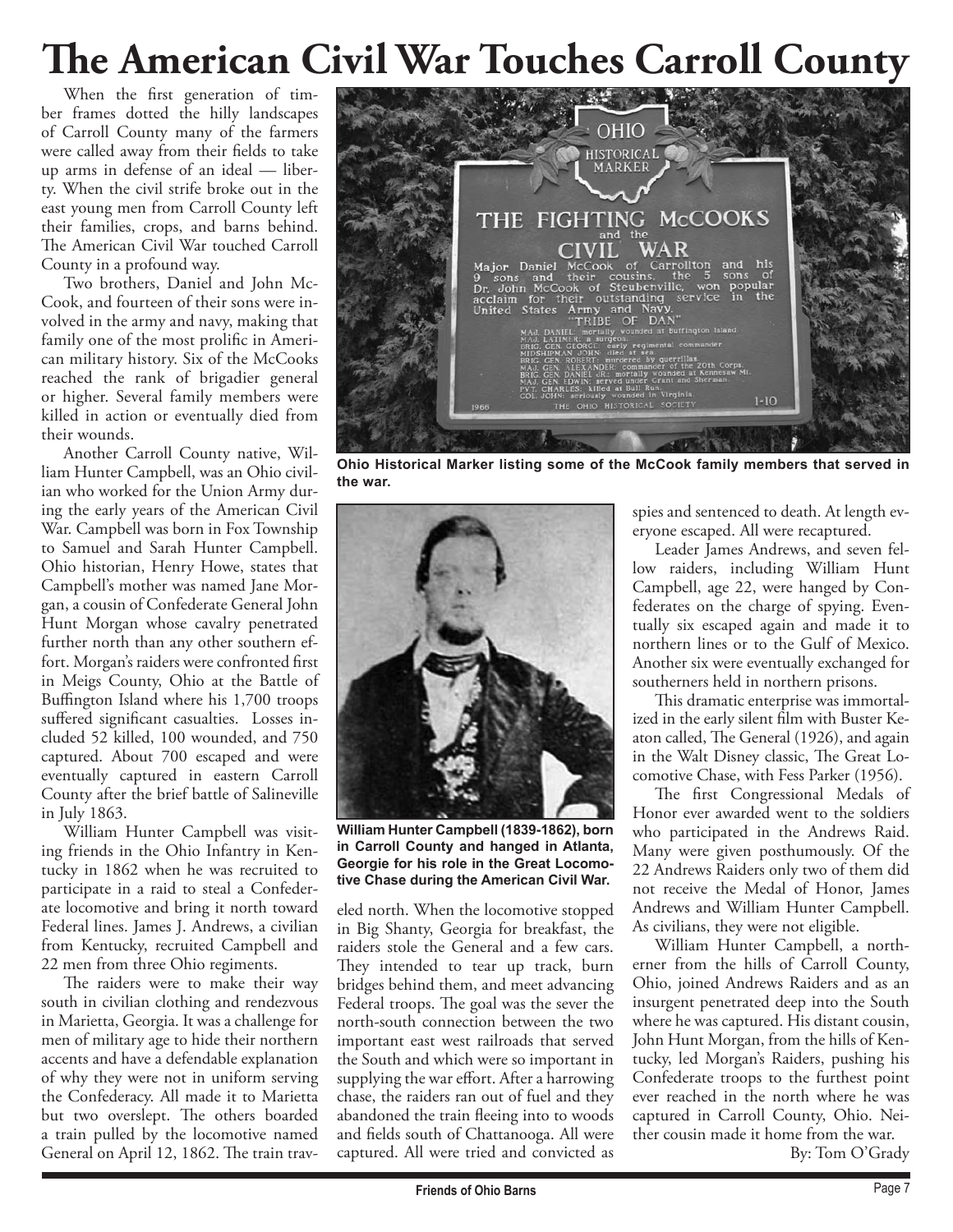# The American Civil War Touches Carroll County

When the first generation of timber frames dotted the hilly landscapes of Carroll County many of the farmers were called away from their fields to take up arms in defense of an ideal — liberty. When the civil strife broke out in the east young men from Carroll County left their families, crops, and barns behind. The American Civil War touched Carroll County in a profound way.

Two brothers, Daniel and John McCook, and fourteen of their sons were involved in the army and navy, making that family one of the most prolific in American military history. Six of the McCooks reached the rank of brigadier general or higher. Several family members were killed in action or eventually died from their wounds.

Another Carroll County native, William Hunter Campbell, was an Ohio civilian who worked for the Union Army during the early years of the American Civil War. Campbell was born in Fox Township to Samuel and Sarah Hunter Campbell. Ohio historian, Henry Howe, states that Campbell's mother was named Jane Morgan, a cousin of Confederate General John Hunt Morgan whose cavalry penetrated further north than any other southern effort. Morgan's raiders were confronted first in Meigs County, Ohio at the Battle of Buffington Island where his 1,700 troops suffered significant casualties. Losses included 52 killed, 100 wounded, and 750 captured. About 700 escaped and were eventually captured in eastern Carroll County after the brief battle of Salineville in July 1863.

William Hunter Campbell was visiting friends in the Ohio Infantry in Kentucky in 1862 when he was recruited to participate in a raid to steal a Confederate locomotive and bring it north toward Federal lines. James J. Andrews, a civilian from Kentucky, recruited Campbell and 22 men from three Ohio regiments.

The raiders were to make their way south in civilian clothing and rendezvous in Marietta, Georgia. It was a challenge for men of military age to hide their northern accents and have a defendable explanation of why they were not in uniform serving the Confederacy. All made it to Marietta but two overslept. The others boarded a train pulled by the locomotive named General on April 12, 1862. The train traveled north. When the locomotive stopped in Big Shanty, Georgia for breakfast, the raiders stole the General and a few cars. They intended to tear up track, burn bridges behind them, and meet advancing Federal troops. The goal was the sever the north-south connection between the two important east west railroads that served the South and which were so important in supplying the war effort. After a harrowing chase, the raiders ran out of fuel and they abandoned the train fleeing into to woods and fields south of Chattanooga. All were captured. All were tried and convicted as spies and sentenced to death. At length everyone escaped. All were recaptured.

**Ohio Historical Marker listing some of the McCook family members that served in the war.**

**William Hunter Campbell (1839-1862), born in Carroll County and hanged in Atlanta, Georgie for his role in the Great Locomotive Chase during the American Civil War.**

Leader James Andrews, and seven fellow raiders, including William Hunt Campbell, age 22, were hanged by Confederates on the charge of spying. Eventually six escaped again and made it to northern lines or to the Gulf of Mexico. Another six were eventually exchanged for southerners held in northern prisons.

This dramatic enterprise was immortalized in the early silent film with Buster Keaton called, The General (1926), and again in the Walt Disney classic, The Great Locomotive Chase, with Fess Parker (1956).

The first Congressional Medals of Honor ever awarded went to the soldiers who participated in the Andrews Raid. Many were given posthumously. Of the 22 Andrews Raiders only two of them did not receive the Medal of Honor, James Andrews and William Hunter Campbell. As civilians, they were not eligible.

William Hunter Campbell, a northerner from the hills of Carroll County, Ohio, joined Andrews Raiders and as an insurgent penetrated deep into the South where he was captured. His distant cousin, John Hunt Morgan, from the hills of Kentucky, led Morgan's Raiders, pushing his Confederate troops to the furthest point ever reached in the north where he was captured in Carroll County, Ohio. Neither cousin made it home from the war.

By: Tom O'Grady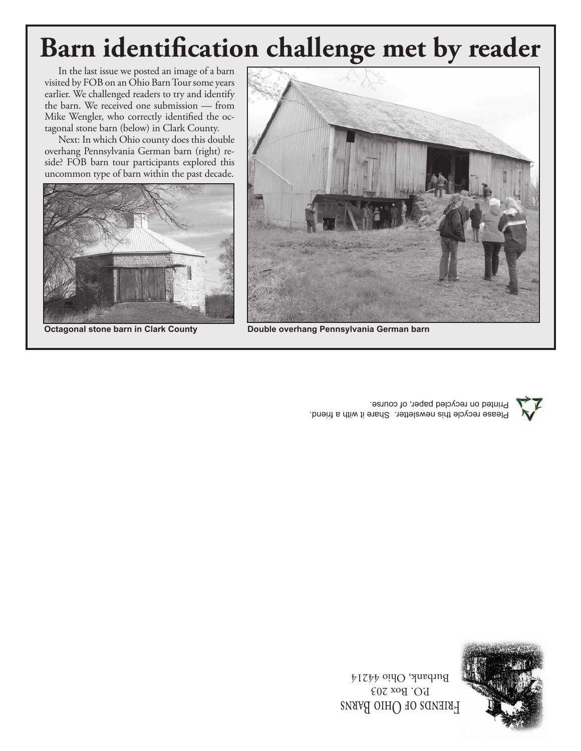# Barn identification challenge met by reader

In the last issue we posted an image of a barn visited by FOB on an Ohio Barn Tour some years earlier. We challenged readers to try and identify the barn. We received one submission — from Mike Wengler, who correctly identified the octagonal stone barn (below) in Clark County.

Next: In which Ohio county does this double overhang Pennsylvania German barn (right) reside? FOB barn tour participants explored this uncommon type of barn within the past decade.

**Octagonal stone barn in Clark County**

**Double overhang Pennsylvania German barn**

Please recycle this newsletter. Share it with a friend.
Printed on recycled paper, of course.

Friends of Ohio Barns
P.O. Box 203
Burbank, Ohio 44214